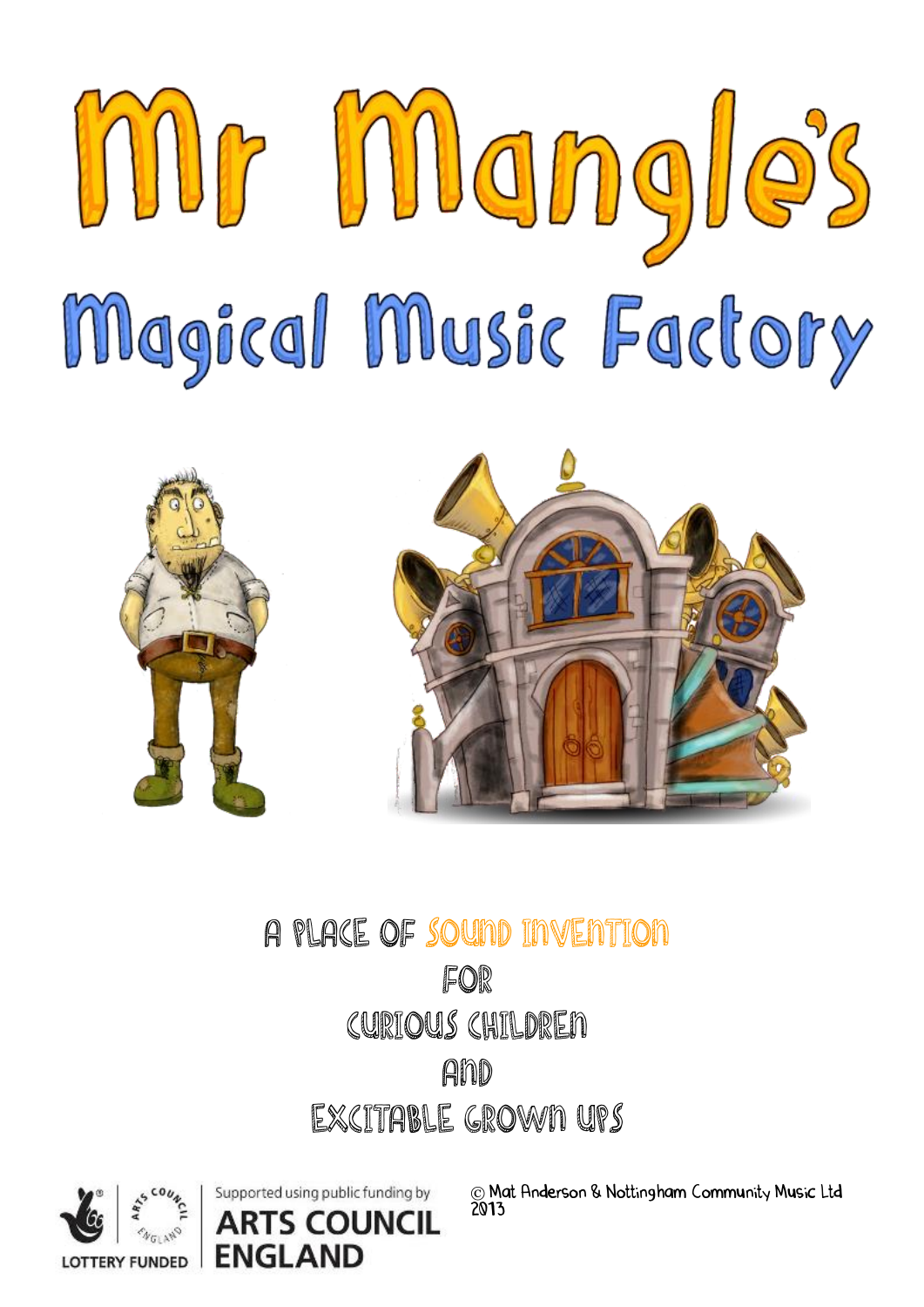# Mr Mangle's

## Magical Music Factory

A PLACE OF SOUND INVENTION

FOR

CURIOUS CHILDREN

AND

EXCITABLE GROWN UPS

LOTTERY FUNDED

Supported using public funding by **ARTS COUNCIL ENGLAND**

© Mat Anderson & Nottingham Community Music Ltd 2013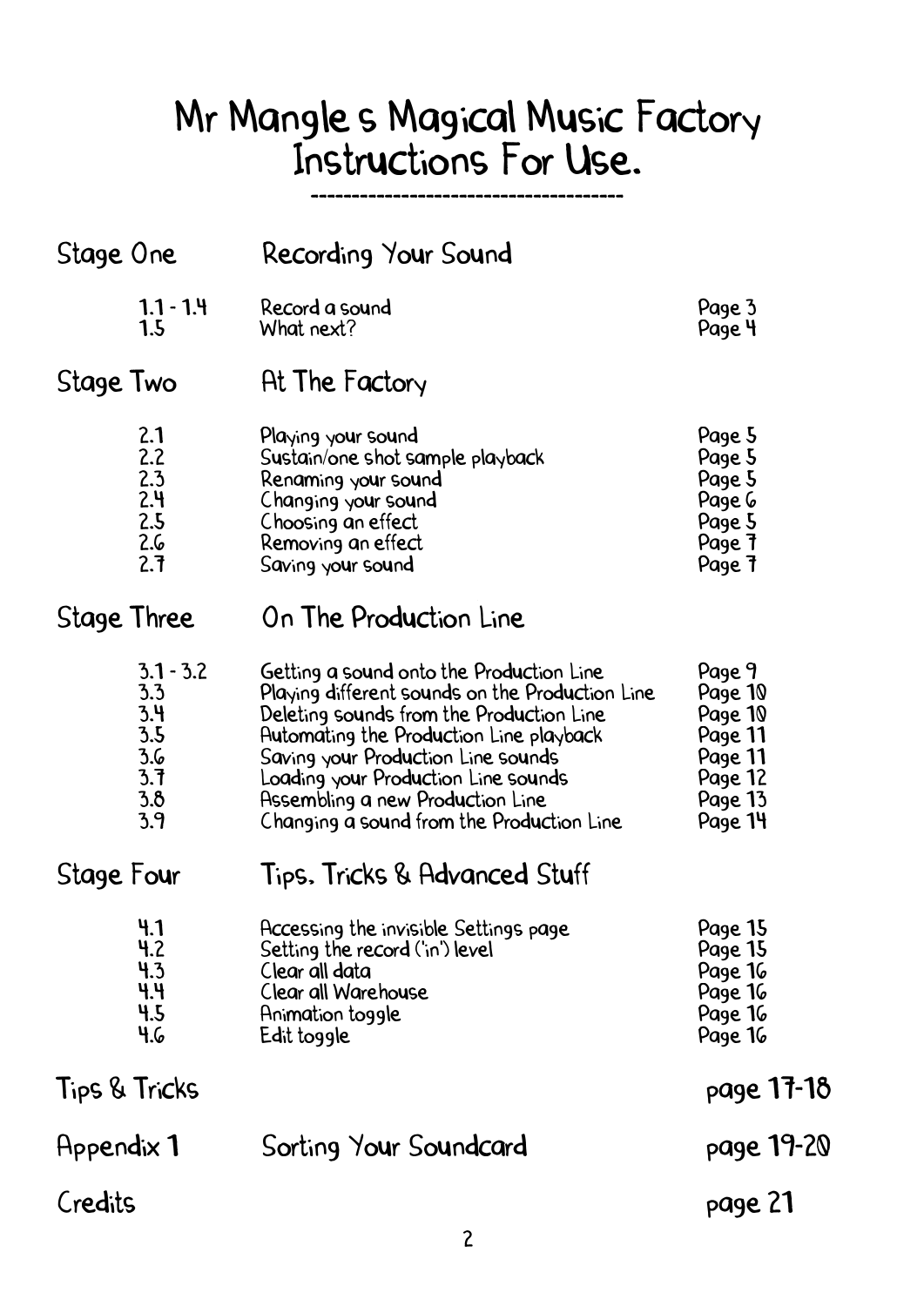# Mr Mangle s Magical Music Factory Instructions For Use.

| | | |
|---|---|---|
| **Stage One** | **Recording Your Sound** | |
| 1.1 - 1.4 | Record a sound | Page 3 |
| 1.5 | What next? | Page 4 |
| **Stage Two** | **At The Factory** | |
| 2.1 | Playing your sound | Page 5 |
| 2.2 | Sustain/one shot sample playback | Page 5 |
| 2.3 | Renaming your sound | Page 5 |
| 2.4 | Changing your sound | Page 6 |
| 2.5 | Choosing an effect | Page 5 |
| 2.6 | Removing an effect | Page 7 |
| 2.7 | Saving your sound | Page 7 |
| **Stage Three** | **On The Production Line** | |
| 3.1 - 3.2 | Getting a sound onto the Production Line | Page 9 |
| 3.3 | Playing different sounds on the Production Line | Page 10 |
| 3.4 | Deleting sounds from the Production Line | Page 10 |
| 3.5 | Automating the Production Line playback | Page 11 |
| 3.6 | Saving your Production Line sounds | Page 11 |
| 3.7 | Loading your Production Line sounds | Page 12 |
| 3.8 | Assembling a new Production Line | Page 13 |
| 3.9 | Changing a sound from the Production Line | Page 14 |
| **Stage Four** | **Tips, Tricks & Advanced Stuff** | |
| 4.1 | Accessing the invisible Settings page | Page 15 |
| 4.2 | Setting the record ('in') level | Page 15 |
| 4.3 | Clear all data | Page 16 |
| 4.4 | Clear all Warehouse | Page 16 |
| 4.5 | Animation toggle | Page 16 |
| 4.6 | Edit toggle | Page 16 |
| **Tips & Tricks** | | page 17-18 |
| **Appendix 1** | **Sorting Your Soundcard** | page 19-20 |
| **Credits** | | page 21 |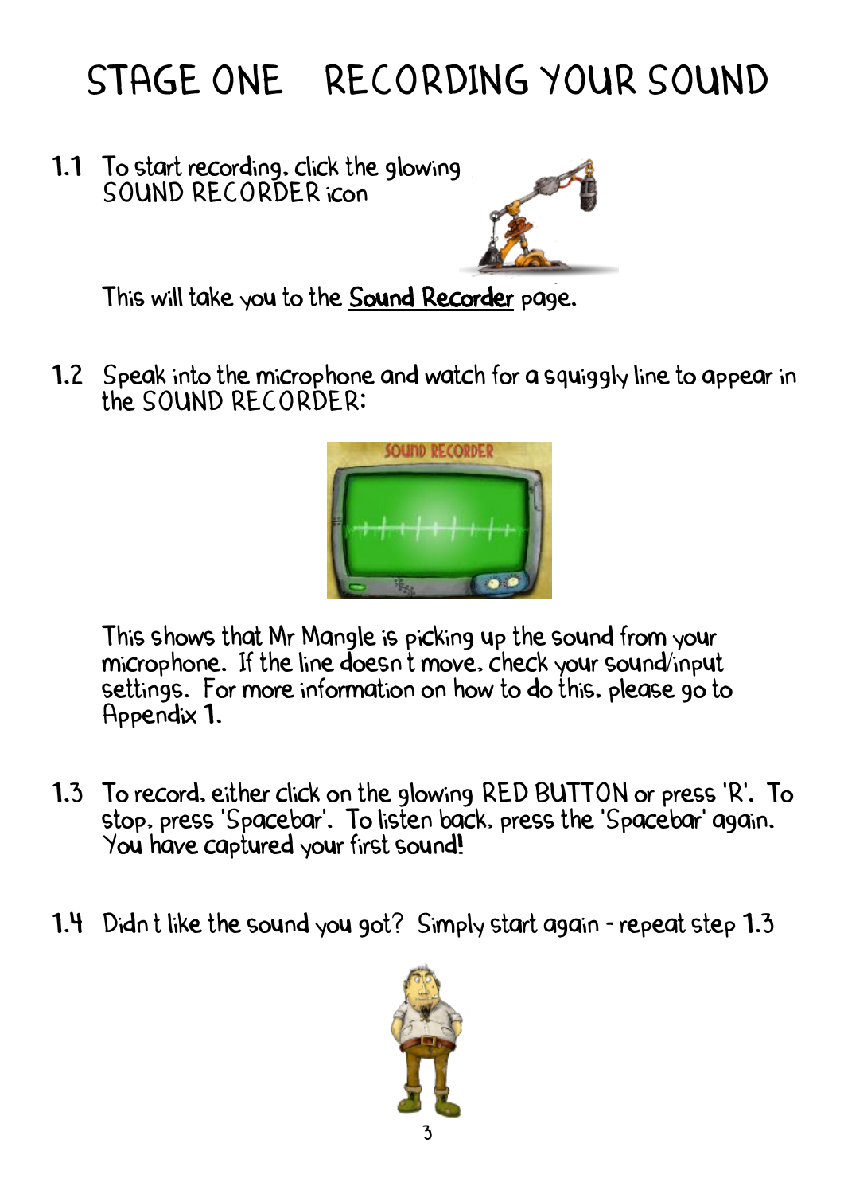# STAGE ONE RECORDING YOUR SOUND

**1.1** To start recording, click the glowing SOUND RECORDER icon

This will take you to the **<u>Sound Recorder</u>** page.

**1.2** Speak into the microphone and watch for a squiggly line to appear in the SOUND RECORDER:

This shows that Mr Mangle is picking up the sound from your microphone. If the line doesn t move, check your sound/input settings. For more information on how to do this, please go to Appendix 1.

**1.3** To record, either click on the glowing RED BUTTON or press 'R'. To stop, press 'Spacebar'. To listen back, press the 'Spacebar' again. You have captured your first sound!

**1.4** Didn t like the sound you got? Simply start again - repeat step 1.3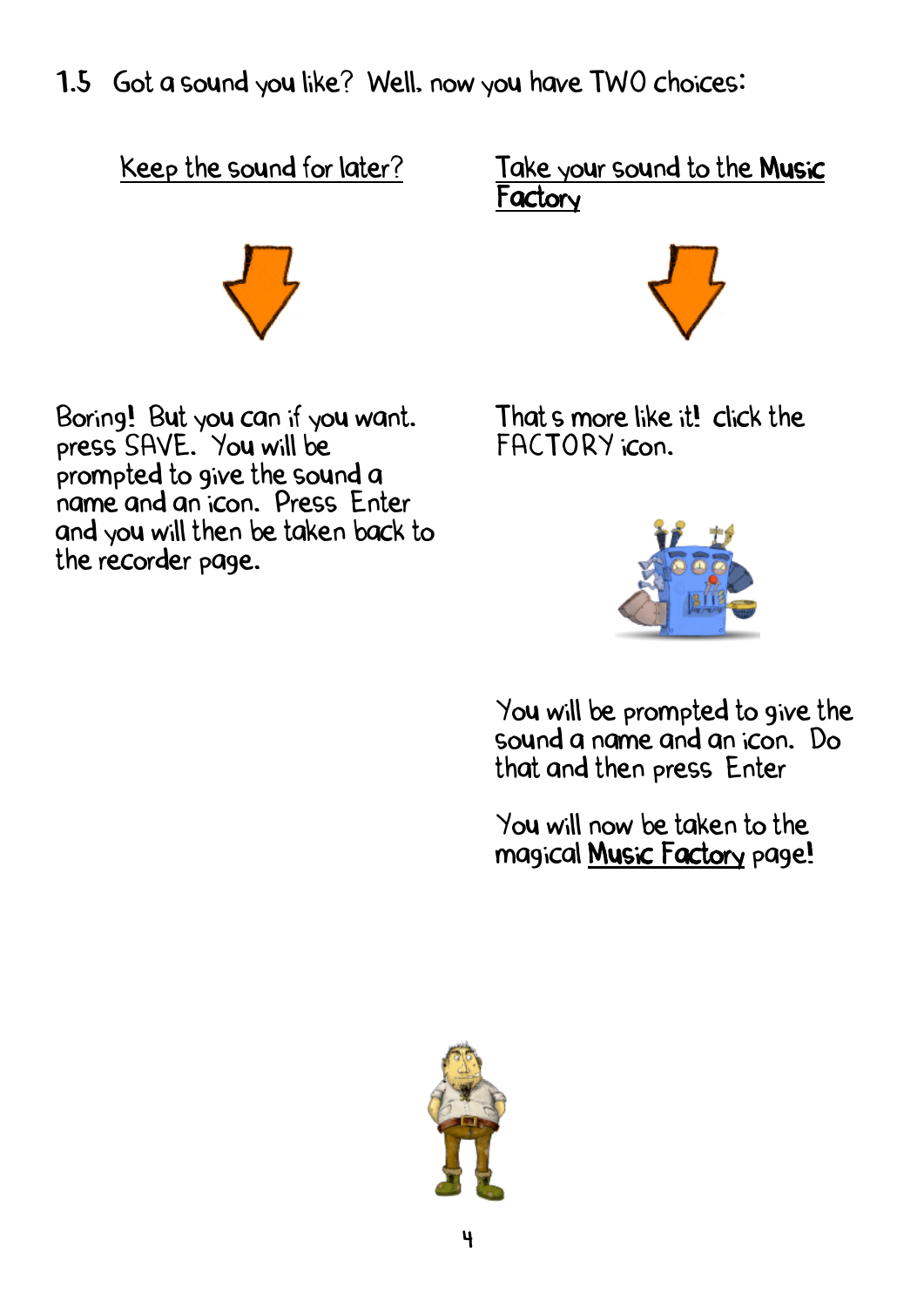1.5 Got a sound you like? Well, now you have TWO choices:

<u>Keep the sound for later?</u>

Boring! But you can if you want. press SAVE. You will be prompted to give the sound a name and an icon. Press Enter and you will then be taken back to the recorder page.

<u>Take your sound to the **Music Factory**</u>

That s more like it! click the FACTORY icon.

You will be prompted to give the sound a name and an icon. Do that and then press Enter

You will now be taken to the magical <u>**Music Factory**</u> page!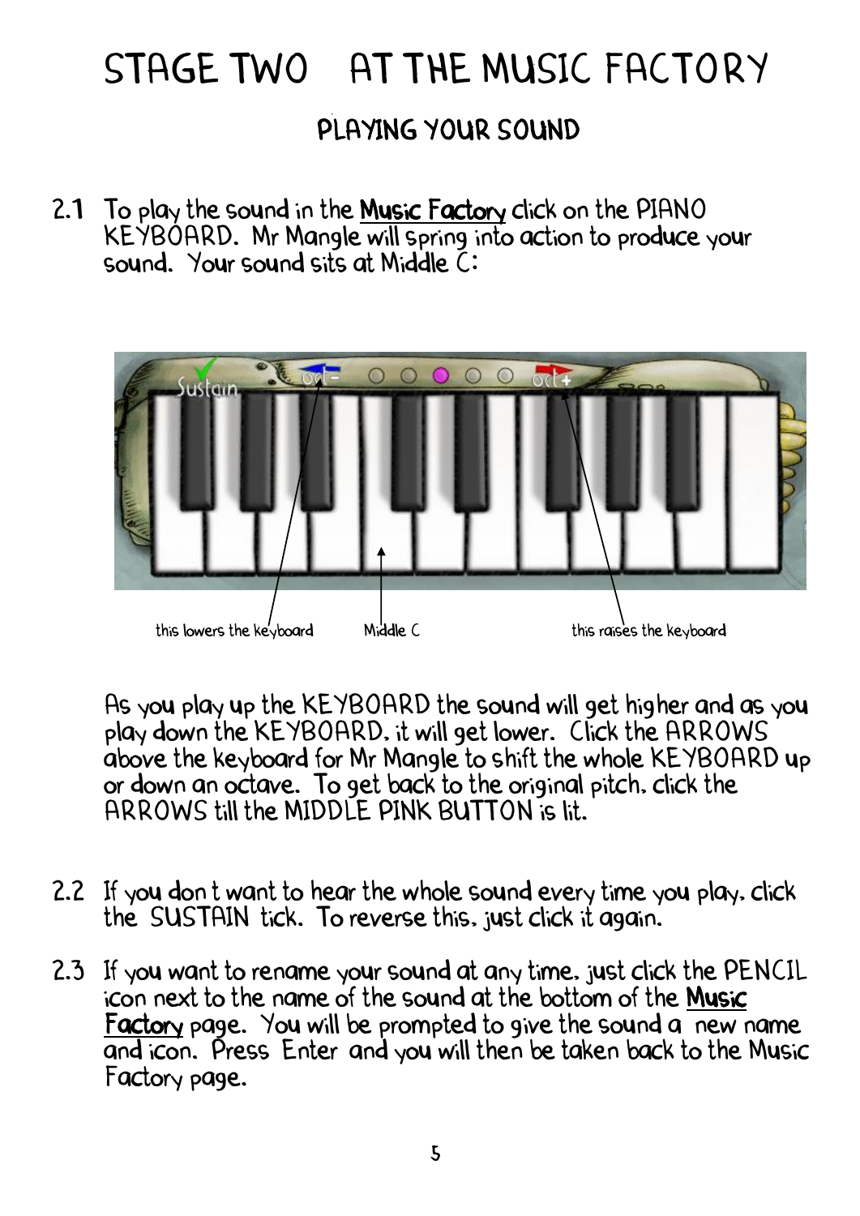# STAGE TWO AT THE MUSIC FACTORY

## PLAYING YOUR SOUND

2.1 To play the sound in the **Music Factory** click on the PIANO KEYBOARD. Mr Mangle will spring into action to produce your sound. Your sound sits at Middle C:

this lowers the keyboard Middle C this raises the keyboard

As you play up the KEYBOARD the sound will get higher and as you play down the KEYBOARD, it will get lower. Click the ARROWS above the keyboard for Mr Mangle to shift the whole KEYBOARD up or down an octave. To get back to the original pitch, click the ARROWS till the MIDDLE PINK BUTTON is lit.

2.2 If you don t want to hear the whole sound every time you play, click the SUSTAIN tick. To reverse this, just click it again.

2.3 If you want to rename your sound at any time, just click the PENCIL icon next to the name of the sound at the bottom of the **Music Factory** page. You will be prompted to give the sound a new name and icon. Press Enter and you will then be taken back to the Music Factory page.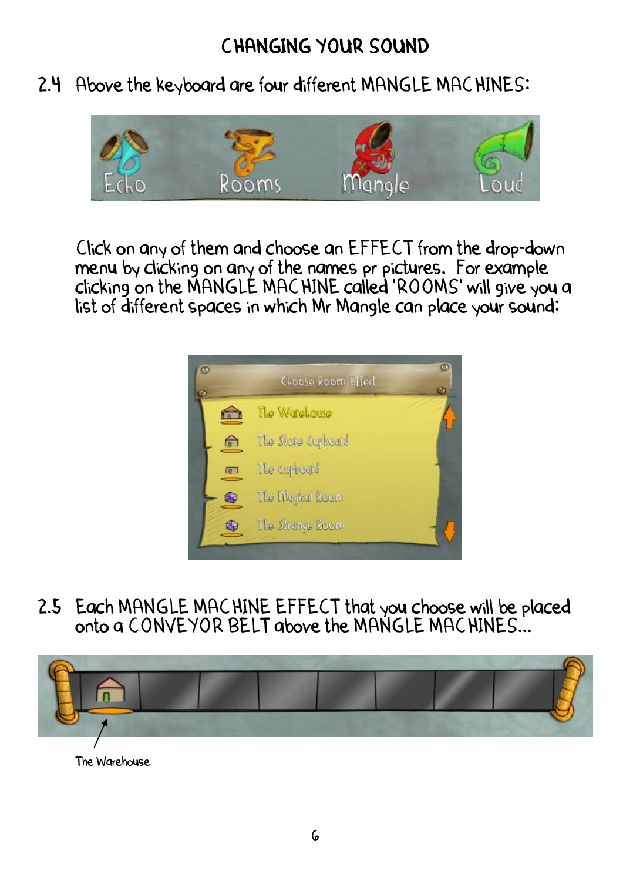# CHANGING YOUR SOUND

2.4 Above the keyboard are four different MANGLE MACHINES:

Click on any of them and choose an EFFECT from the drop-down menu by clicking on any of the names pr pictures. For example clicking on the MANGLE MACHINE called 'ROOMS' will give you a list of different spaces in which Mr Mangle can place your sound:

2.5 Each MANGLE MACHINE EFFECT that you choose will be placed onto a CONVEYOR BELT above the MANGLE MACHINES...

The Warehouse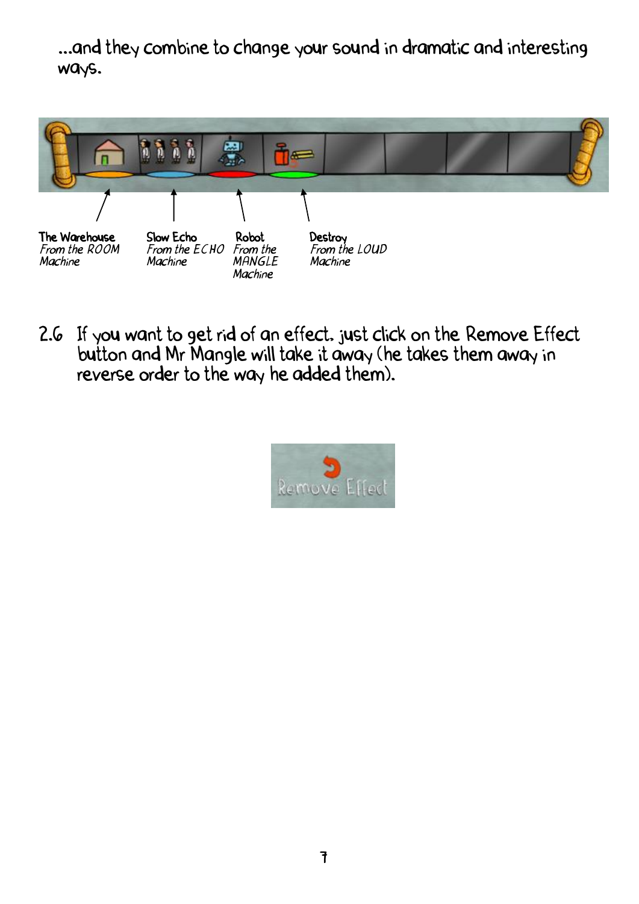...and they combine to change your sound in dramatic and interesting ways.

**The Warehouse**
*From the ROOM Machine*

**Slow Echo**
*From the ECHO Machine*

**Robot**
*From the MANGLE Machine*

**Destroy**
*From the LOUD Machine*

2.6 If you want to get rid of an effect, just click on the Remove Effect button and Mr Mangle will take it away (he takes them away in reverse order to the way he added them).

Remove Effect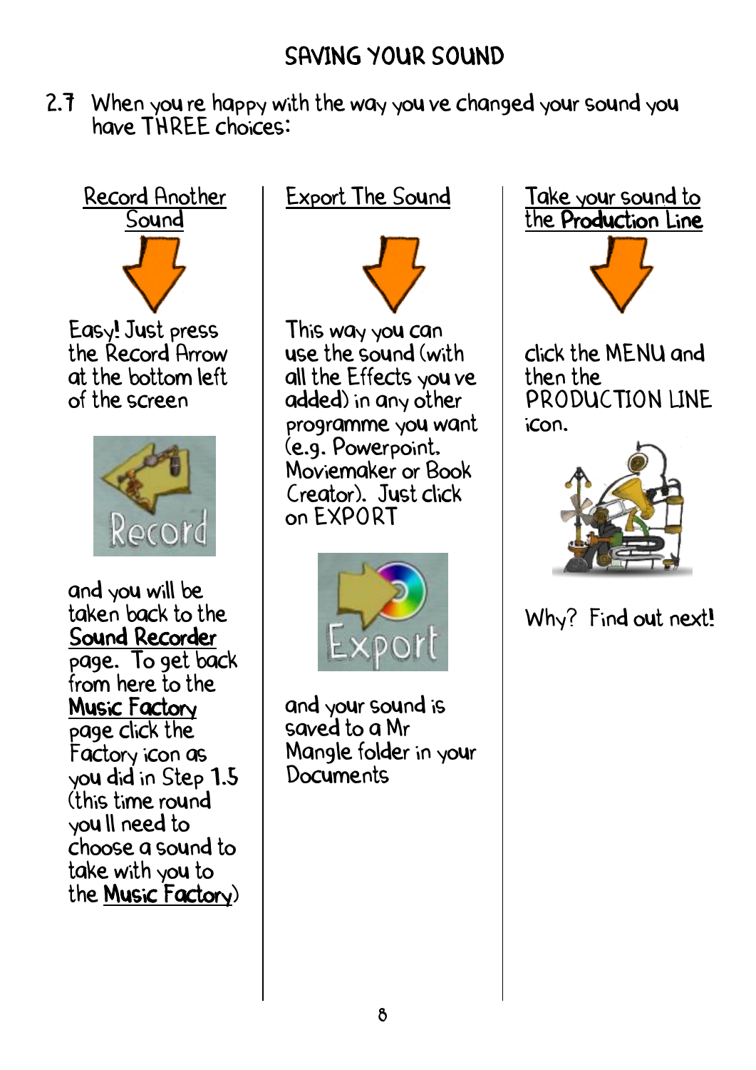# SAVING YOUR SOUND

2.7 When you re happy with the way you ve changed your sound you have THREE choices:

## Record Another Sound

Easy! Just press the Record Arrow at the bottom left of the screen

and you will be taken back to the **Sound Recorder** page. To get back from here to the **Music Factory** page click the Factory icon as you did in Step **1.5** (this time round you ll need to choose a sound to take with you to the **Music Factory**)

## Export The Sound

This way you can use the sound (with all the Effects you ve added) in any other programme you want (e.g. Powerpoint. Moviemaker or Book Creator). Just click on EXPORT

and your sound is saved to a Mr Mangle folder in your Documents

## Take your sound to the **Production Line**

click the MENU and then the PRODUCTION LINE icon.

Why? Find out next!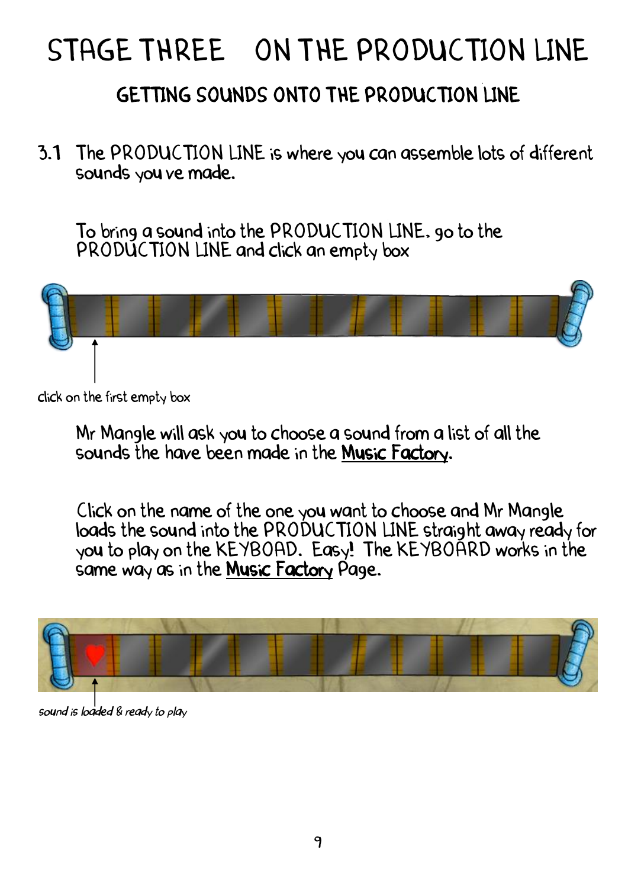# STAGE THREE ON THE PRODUCTION LINE

## GETTING SOUNDS ONTO THE PRODUCTION LINE

3.1 The PRODUCTION LINE is where you can assemble lots of different sounds you ve made.

To bring a sound into the PRODUCTION LINE, go to the PRODUCTION LINE and click an empty box

click on the first empty box

Mr Mangle will ask you to choose a sound from a list of all the sounds the have been made in the <u>**Music Factory**</u>.

Click on the name of the one you want to choose and Mr Mangle loads the sound into the PRODUCTION LINE straight away ready for you to play on the KEYBOAD. Easy! The KEYBOARD works in the same way as in the <u>**Music Factory**</u> Page.

*sound is loaded & ready to play*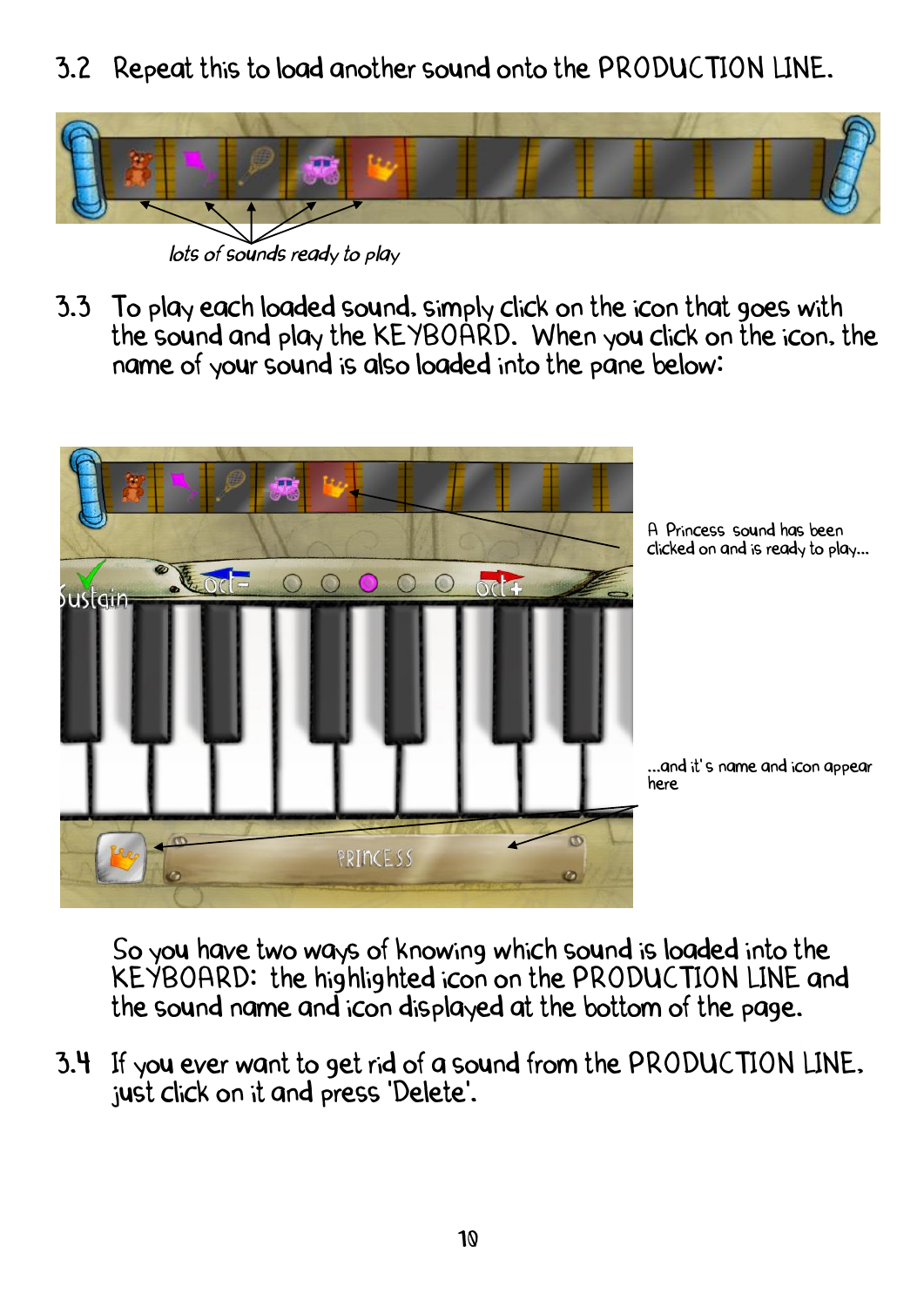3.2 Repeat this to load another sound onto the PRODUCTION LINE.

*lots of sounds ready to play*

3.3 To play each loaded sound, simply click on the icon that goes with the sound and play the KEYBOARD. When you click on the icon, the name of your sound is also loaded into the pane below:

A Princess sound has been clicked on and is ready to play...

...and it's name and icon appear here

So you have two ways of knowing which sound is loaded into the KEYBOARD: the highlighted icon on the PRODUCTION LINE and the sound name and icon displayed at the bottom of the page.

3.4 If you ever want to get rid of a sound from the PRODUCTION LINE, just click on it and press 'Delete'.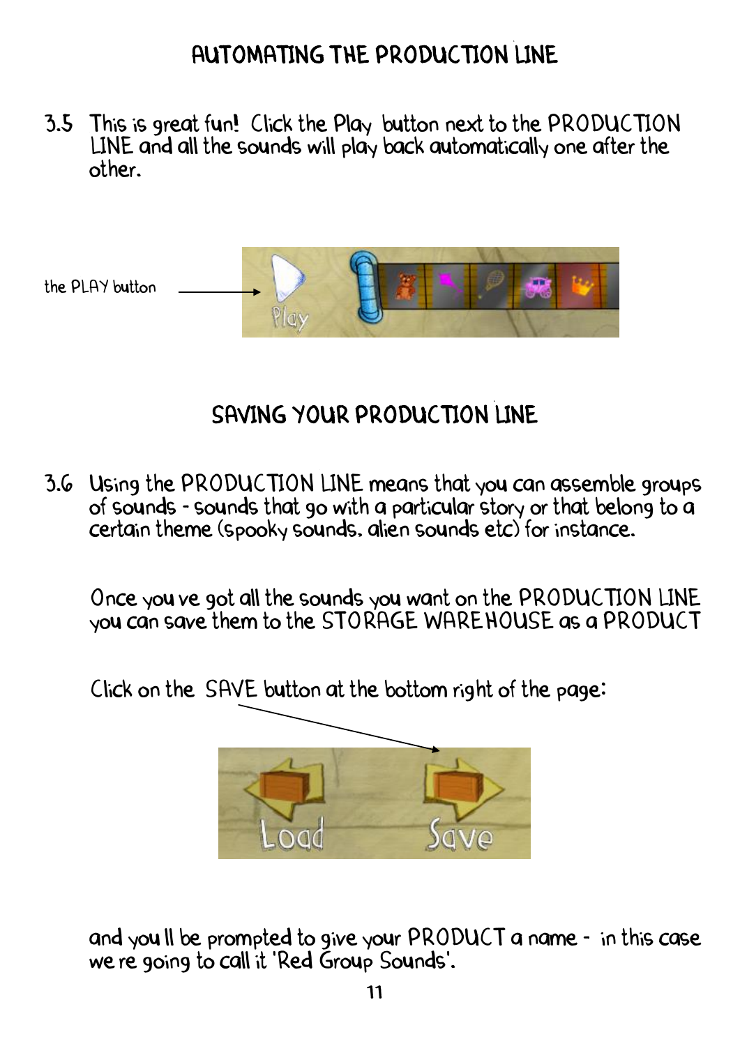# AUTOMATING THE PRODUCTION LINE

3.5 This is great fun! Click the Play button next to the PRODUCTION LINE and all the sounds will play back automatically one after the other.

the PLAY button

# SAVING YOUR PRODUCTION LINE

3.6 Using the PRODUCTION LINE means that you can assemble groups of sounds - sounds that go with a particular story or that belong to a certain theme (spooky sounds, alien sounds etc) for instance.

Once you ve got all the sounds you want on the PRODUCTION LINE you can save them to the STORAGE WAREHOUSE as a PRODUCT

Click on the SAVE button at the bottom right of the page:

and you ll be prompted to give your PRODUCT a name - in this case we re going to call it 'Red Group Sounds'.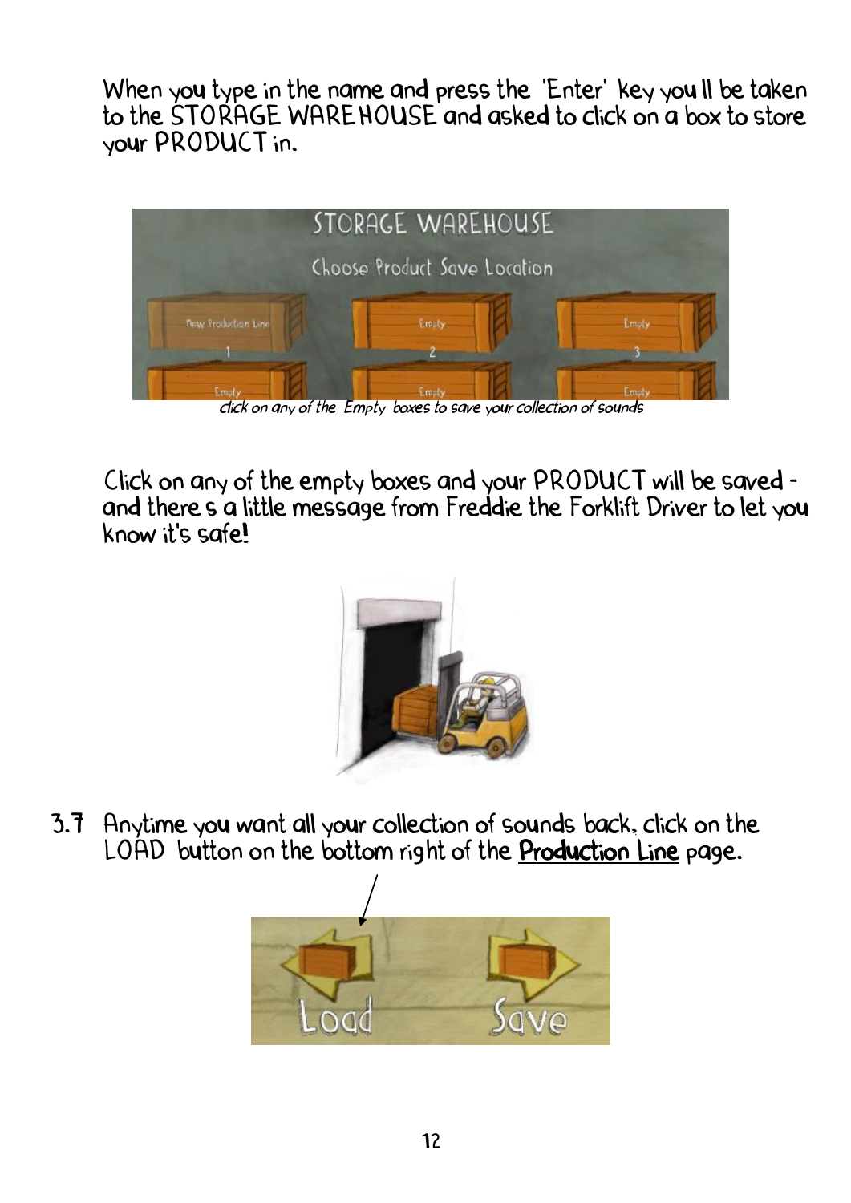When you type in the name and press the 'Enter' key you ll be taken to the STORAGE WAREHOUSE and asked to click on a box to store your PRODUCT in.

*click on any of the Empty boxes to save your collection of sounds*

Click on any of the empty boxes and your PRODUCT will be saved - and there s a little message from Freddie the Forklift Driver to let you know it's safe!

3.7 Anytime you want all your collection of sounds back, click on the LOAD button on the bottom right of the <u>Production Line</u> page.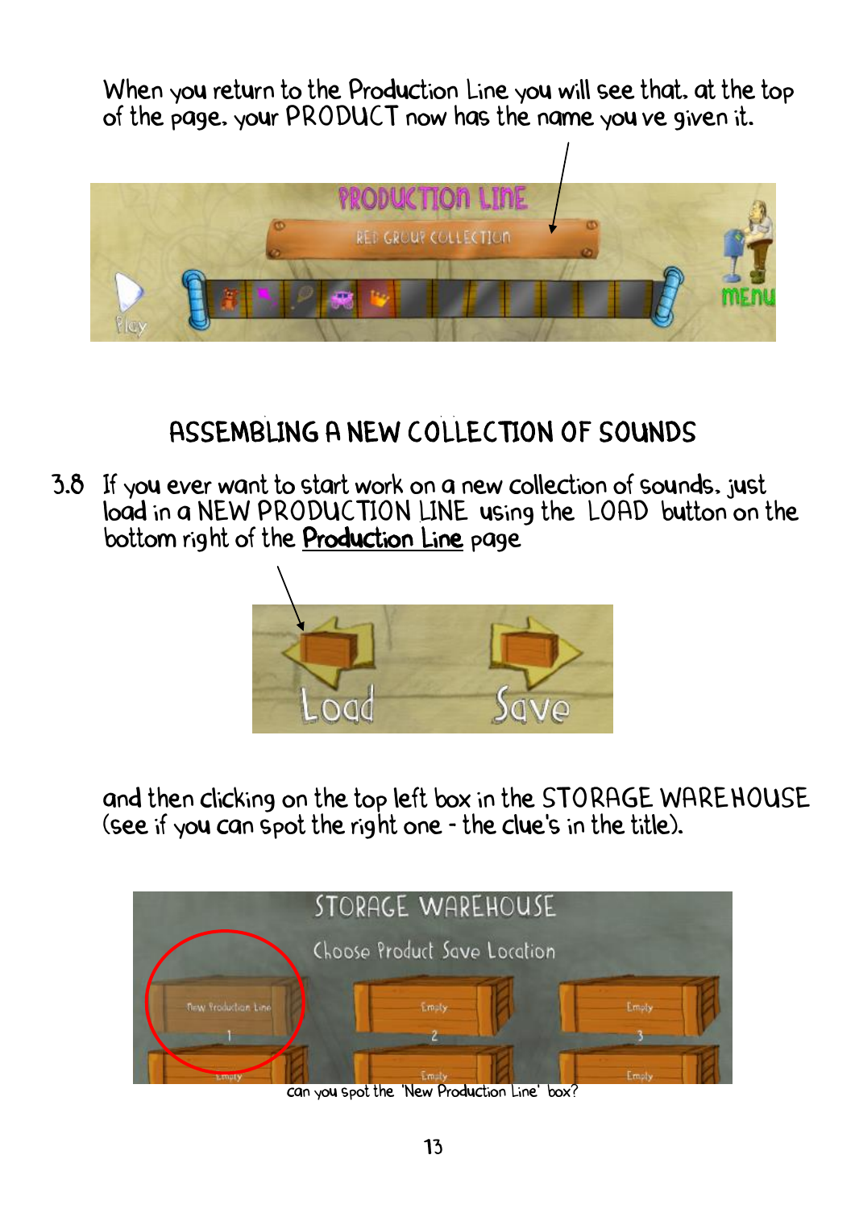When you return to the Production Line you will see that, at the top of the page, your PRODUCT now has the name you've given it.

## ASSEMBLING A NEW COLLECTION OF SOUNDS

3.8 If you ever want to start work on a new collection of sounds, just load in a NEW PRODUCTION LINE using the LOAD button on the bottom right of the Production Line page

and then clicking on the top left box in the STORAGE WAREHOUSE (see if you can spot the right one - the clue's in the title).

can you spot the 'New Production Line' box?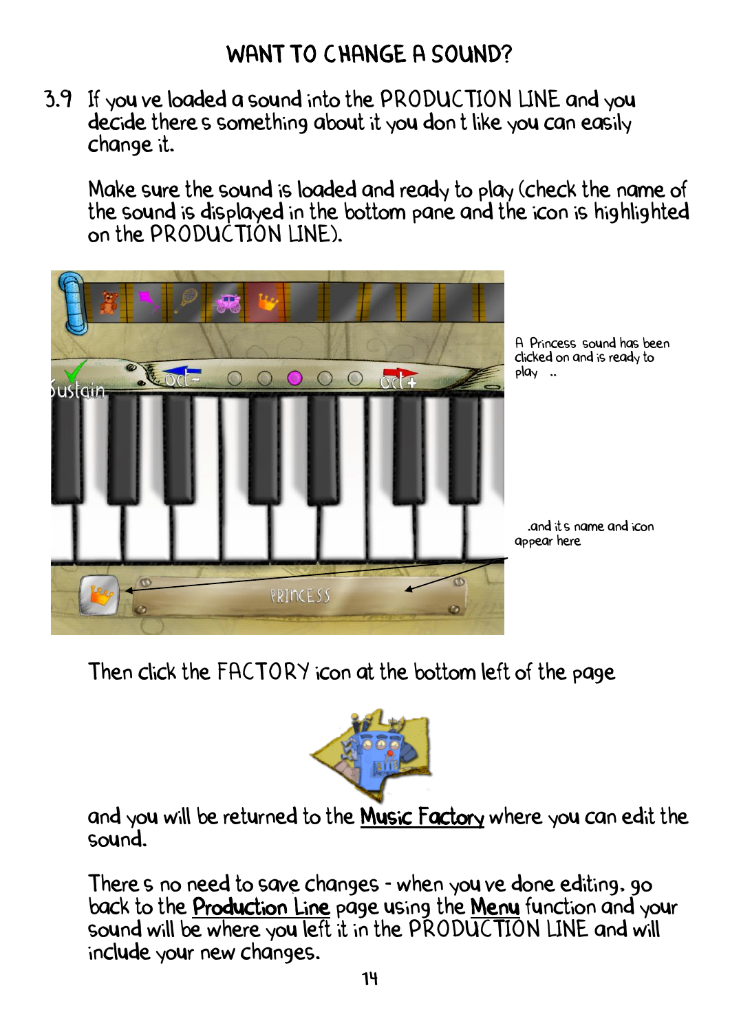# WANT TO CHANGE A SOUND?

3.9 If you ve loaded a sound into the PRODUCTION LINE and you decide there s something about it you don t like you can easily change it.

Make sure the sound is loaded and ready to play (check the name of the sound is displayed in the bottom pane and the icon is highlighted on the PRODUCTION LINE).

A Princess sound has been clicked on and is ready to play ..

.and it s name and icon appear here

Then click the FACTORY icon at the bottom left of the page

and you will be returned to the **Music Factory** where you can edit the sound.

There s no need to save changes - when you ve done editing, go back to the **Production Line** page using the **Menu** function and your sound will be where you left it in the PRODUCTION LINE and will include your new changes.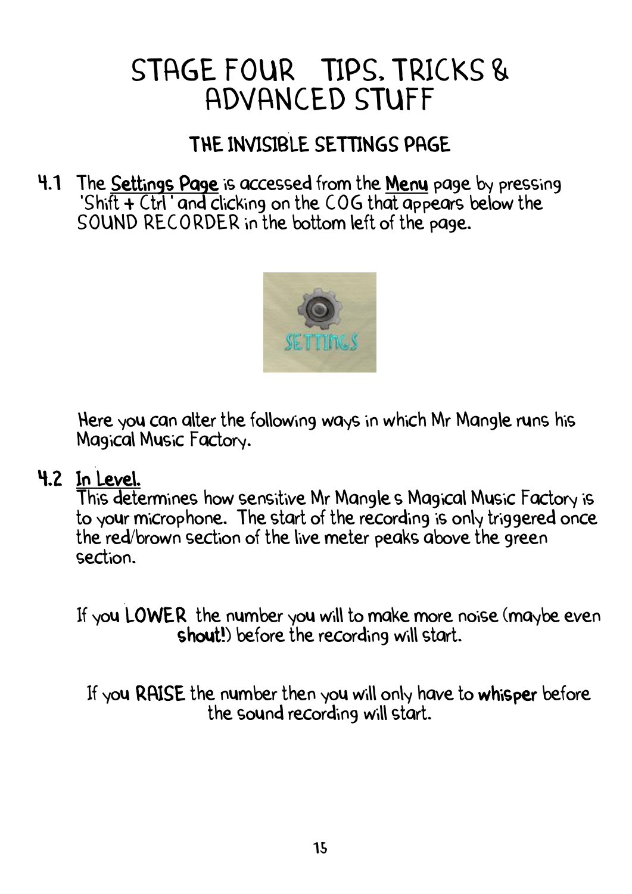# STAGE FOUR   TIPS, TRICKS & ADVANCED STUFF

## THE INVISIBLE SETTINGS PAGE

**4.1** The **Settings Page** is accessed from the **Menu** page by pressing 'Shift + Ctrl ' and clicking on the COG that appears below the SOUND RECORDER in the bottom left of the page.

Here you can alter the following ways in which Mr Mangle runs his Magical Music Factory.

**4.2 In Level.**

This determines how sensitive Mr Mangle s Magical Music Factory is to your microphone. The start of the recording is only triggered once the red/brown section of the live meter peaks above the green section.

If you **LOWER** the number you will to make more noise (maybe even **shout!**) before the recording will start.

If you **RAISE** the number then you will only have to **whisper** before the sound recording will start.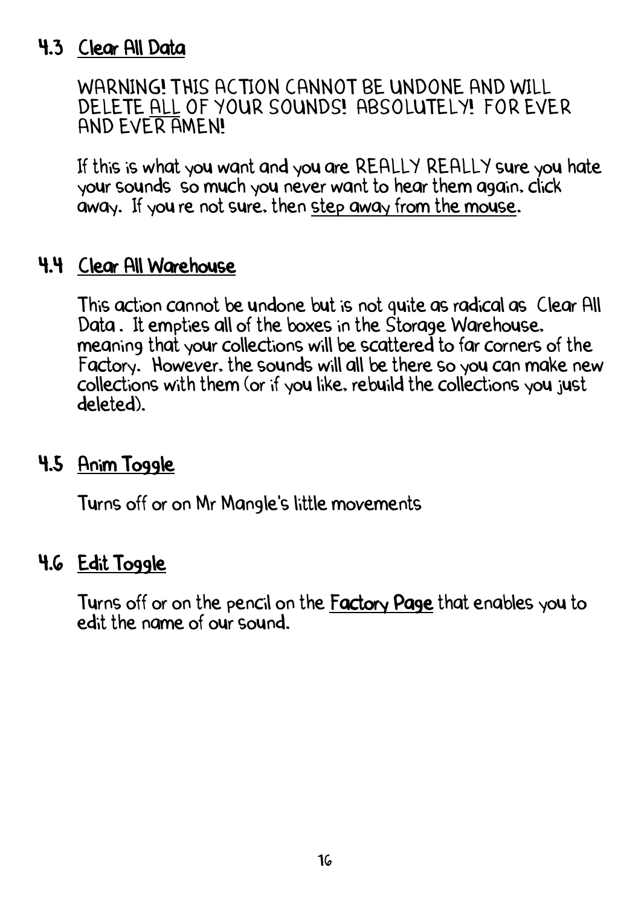## 4.3 Clear All Data

WARNING! THIS ACTION CANNOT BE UNDONE AND WILL DELETE ALL OF YOUR SOUNDS! ABSOLUTELY! FOR EVER AND EVER AMEN!

If this is what you want and you are REALLY REALLY sure you hate your sounds so much you never want to hear them again, click away. If you re not sure, then step away from the mouse.

## 4.4 Clear All Warehouse

This action cannot be undone but is not quite as radical as Clear All Data . It empties all of the boxes in the Storage Warehouse, meaning that your collections will be scattered to far corners of the Factory. However, the sounds will all be there so you can make new collections with them (or if you like, rebuild the collections you just deleted).

## 4.5 Anim Toggle

Turns off or on Mr Mangle's little movements

## 4.6 Edit Toggle

Turns off or on the pencil on the **Factory Page** that enables you to edit the name of our sound.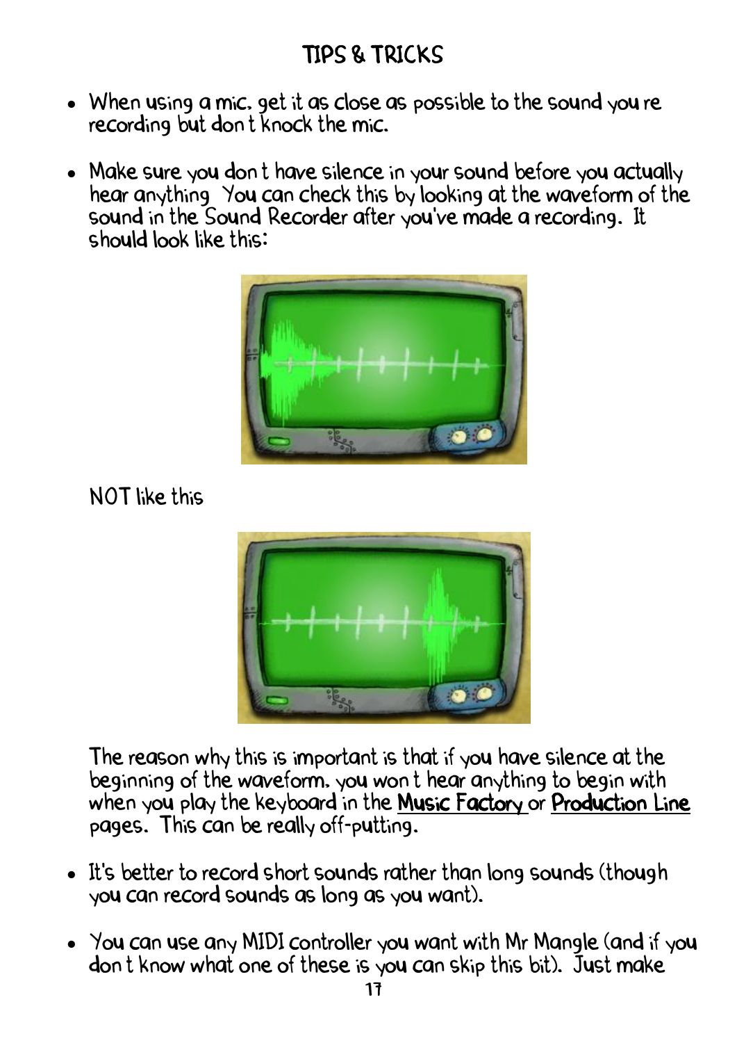## TIPS & TRICKS

- When using a mic, get it as close as possible to the sound you re recording but don t knock the mic.

- Make sure you don t have silence in your sound before you actually hear anything You can check this by looking at the waveform of the sound in the Sound Recorder after you've made a recording. It should look like this:

  NOT like this

  The reason why this is important is that if you have silence at the beginning of the waveform, you won t hear anything to begin with when you play the keyboard in the Music Factory or Production Line pages. This can be really off-putting.

- It's better to record short sounds rather than long sounds (though you can record sounds as long as you want).

- You can use any MIDI controller you want with Mr Mangle (and if you don t know what one of these is you can skip this bit). Just make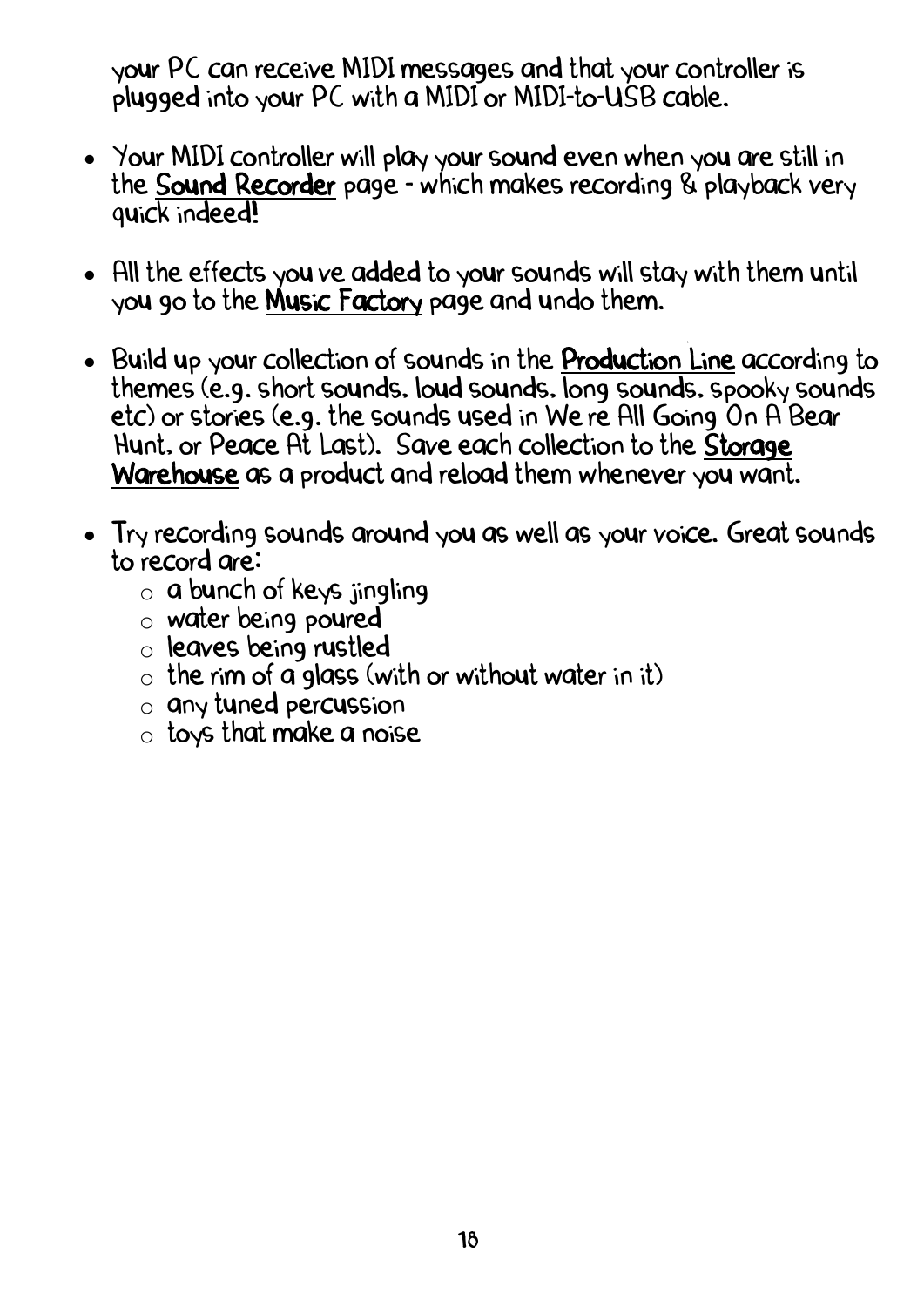your PC can receive MIDI messages and that your controller is plugged into your PC with a MIDI or MIDI-to-USB cable.

- Your MIDI controller will play your sound even when you are still in the **Sound Recorder** page - which makes recording & playback very quick indeed!

- All the effects you ve added to your sounds will stay with them until you go to the **Music Factory** page and undo them.

- Build up your collection of sounds in the **Production Line** according to themes (e.g. short sounds, loud sounds, long sounds, spooky sounds etc) or stories (e.g. the sounds used in We re All Going On A Bear Hunt, or Peace At Last). Save each collection to the **Storage Warehouse** as a product and reload them whenever you want.

- Try recording sounds around you as well as your voice. Great sounds to record are:
  - a bunch of keys jingling
  - water being poured
  - leaves being rustled
  - the rim of a glass (with or without water in it)
  - any tuned percussion
  - toys that make a noise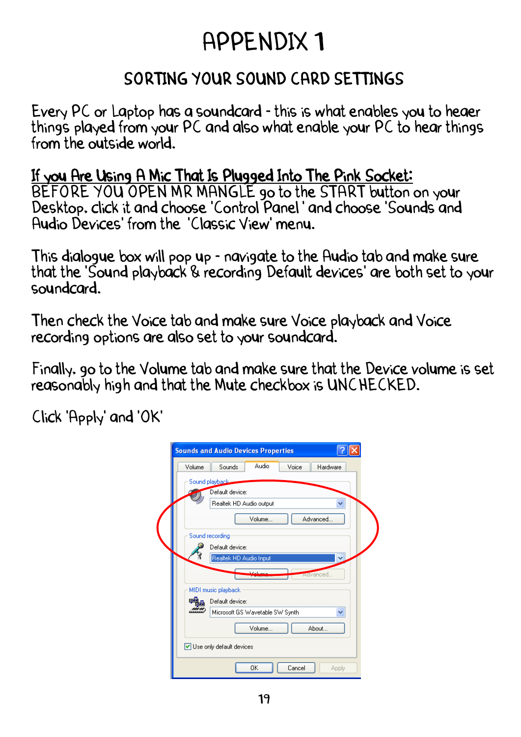# APPENDIX 1

## SORTING YOUR SOUND CARD SETTINGS

Every PC or Laptop has a soundcard - this is what enables you to heaer things played from your PC and also what enable your PC to hear things from the outside world.

**If you Are Using A Mic That Is Plugged Into The Pink Socket:**
BEFORE YOU OPEN MR MANGLE go to the START button on your Desktop. click it and choose 'Control Panel' and choose 'Sounds and Audio Devices' from the 'Classic View' menu.

This dialogue box will pop up - navigate to the Audio tab and make sure that the 'Sound playback & recording Default devices' are both set to your soundcard.

Then check the Voice tab and make sure Voice playback and Voice recording options are also set to your soundcard.

Finally. go to the Volume tab and make sure that the Device volume is set reasonably high and that the Mute checkbox is UNCHECKED.

Click 'Apply' and 'OK'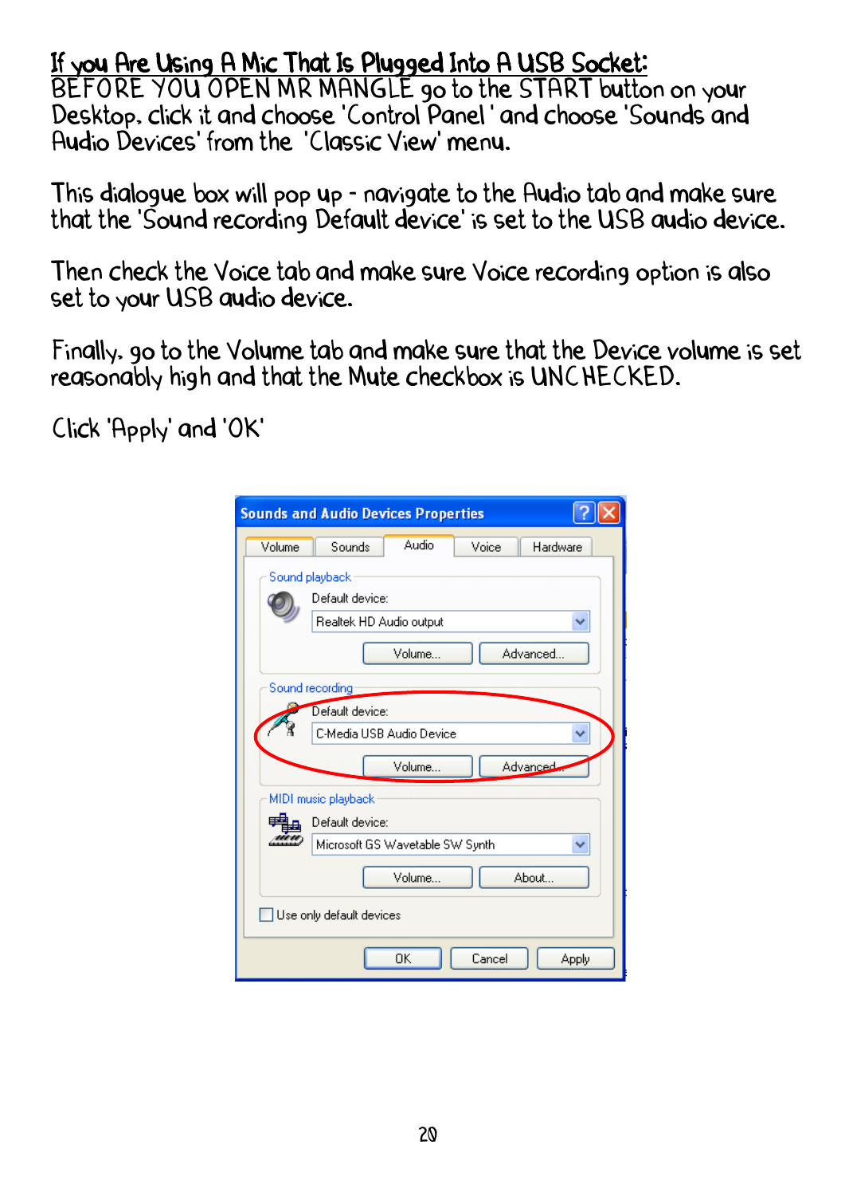**<u>If you Are Using A Mic That Is Plugged Into A USB Socket:</u>**
BEFORE YOU OPEN MR MANGLE go to the START button on your Desktop. click it and choose 'Control Panel' and choose 'Sounds and Audio Devices' from the 'Classic View' menu.

This dialogue box will pop up - navigate to the Audio tab and make sure that the 'Sound recording Default device' is set to the USB audio device.

Then check the Voice tab and make sure Voice recording option is also set to your USB audio device.

Finally, go to the Volume tab and make sure that the Device volume is set reasonably high and that the Mute checkbox is UNCHECKED.

Click 'Apply' and 'OK'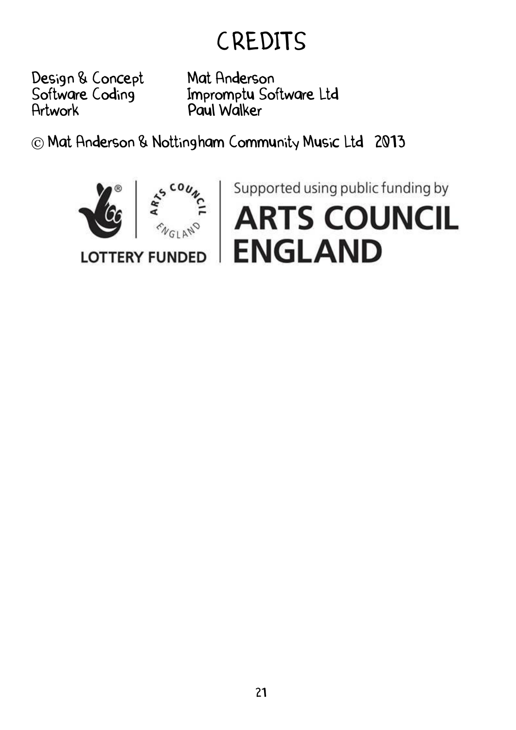# CREDITS

| | |
|---|---|
| Design & Concept | Mat Anderson |
| Software Coding | Impromptu Software Ltd |
| Artwork | Paul Walker |

© Mat Anderson & Nottingham Community Music Ltd 2013

LOTTERY FUNDED

ARTS COUNCIL ENGLAND

Supported using public funding by
ARTS COUNCIL ENGLAND